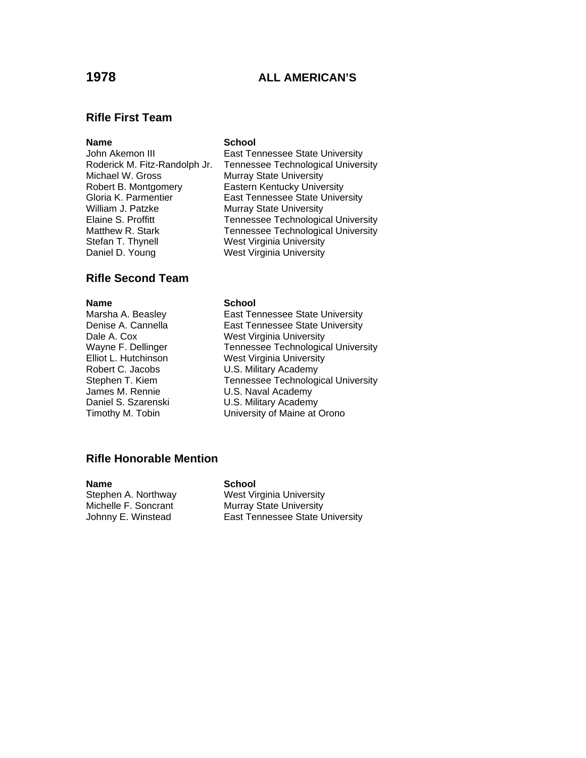# 1978 ALL AMERICAN'S

## Rifle First Team

| Name | School |
|---|---|
| John Akemon III | East Tennessee State University |
| Roderick M. Fitz-Randolph Jr. | Tennessee Technological University |
| Michael W. Gross | Murray State University |
| Robert B. Montgomery | Eastern Kentucky University |
| Gloria K. Parmentier | East Tennessee State University |
| William J. Patzke | Murray State University |
| Elaine S. Proffitt | Tennessee Technological University |
| Matthew R. Stark | Tennessee Technological University |
| Stefan T. Thynell | West Virginia University |
| Daniel D. Young | West Virginia University |

## Rifle Second Team

| Name | School |
|---|---|
| Marsha A. Beasley | East Tennessee State University |
| Denise A. Cannella | East Tennessee State University |
| Dale A. Cox | West Virginia University |
| Wayne F. Dellinger | Tennessee Technological University |
| Elliot L. Hutchinson | West Virginia University |
| Robert C. Jacobs | U.S. Military Academy |
| Stephen T. Kiem | Tennessee Technological University |
| James M. Rennie | U.S. Naval Academy |
| Daniel S. Szarenski | U.S. Military Academy |
| Timothy M. Tobin | University of Maine at Orono |

## Rifle Honorable Mention

| Name | School |
|---|---|
| Stephen A. Northway | West Virginia University |
| Michelle F. Soncrant | Murray State University |
| Johnny E. Winstead | East Tennessee State University |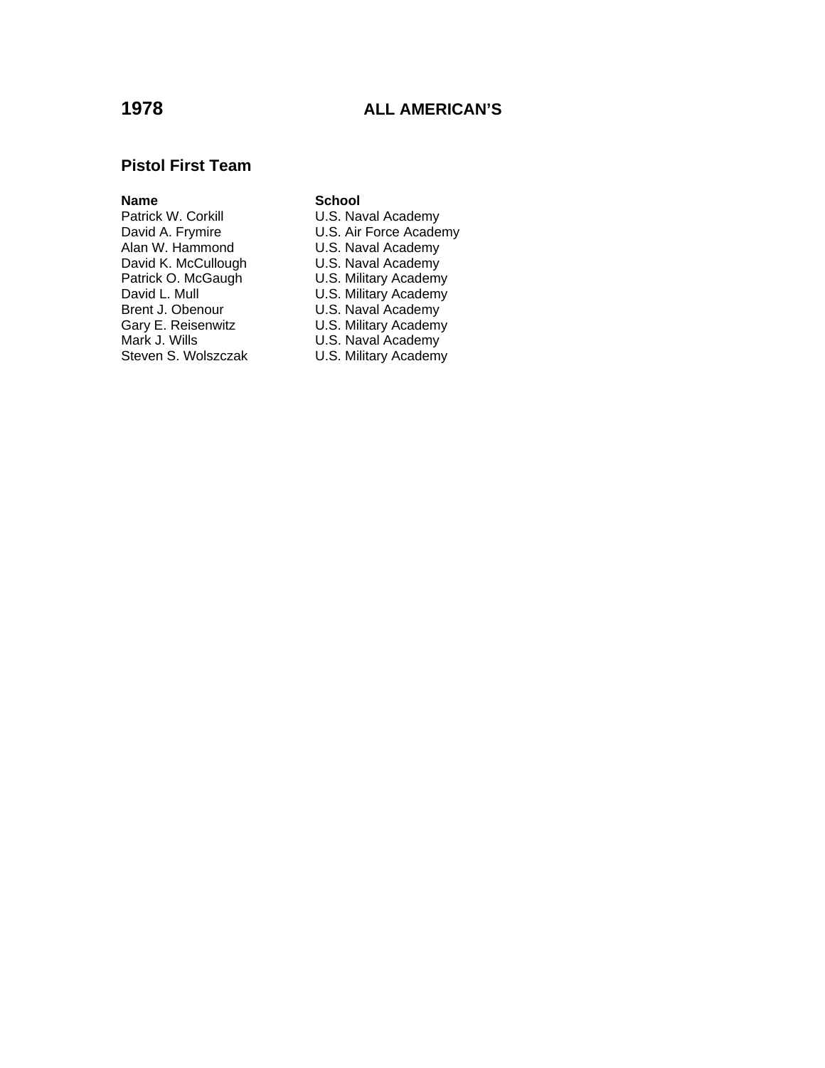# 1978 ALL AMERICAN'S

## Pistol First Team

| Name | School |
|---|---|
| Patrick W. Corkill | U.S. Naval Academy |
| David A. Frymire | U.S. Air Force Academy |
| Alan W. Hammond | U.S. Naval Academy |
| David K. McCullough | U.S. Naval Academy |
| Patrick O. McGaugh | U.S. Military Academy |
| David L. Mull | U.S. Military Academy |
| Brent J. Obenour | U.S. Naval Academy |
| Gary E. Reisenwitz | U.S. Military Academy |
| Mark J. Wills | U.S. Naval Academy |
| Steven S. Wolszczak | U.S. Military Academy |